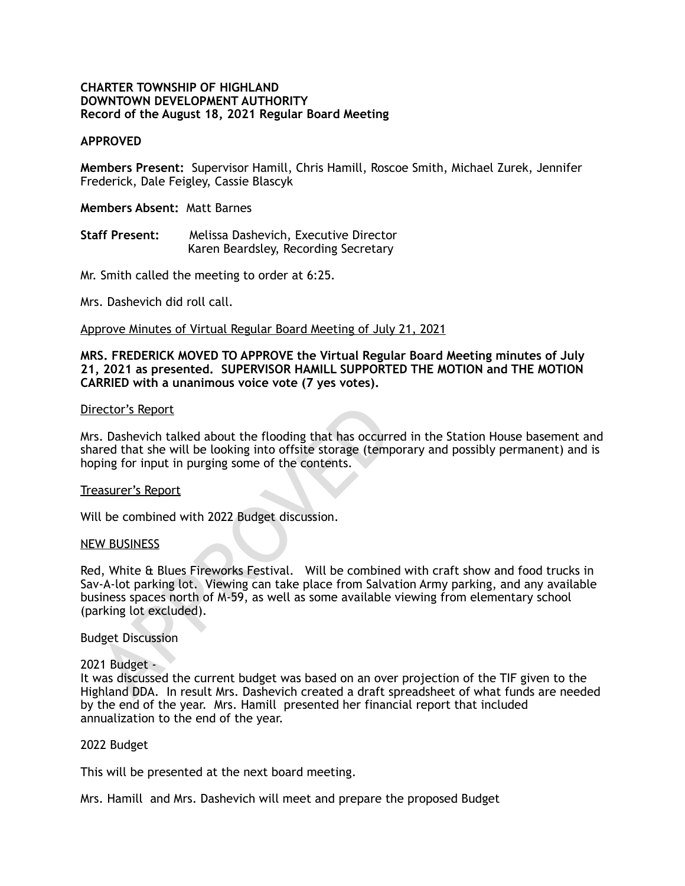**CHARTER TOWNSHIP OF HIGHLAND**
**DOWNTOWN DEVELOPMENT AUTHORITY**
**Record of the August 18, 2021 Regular Board Meeting**

**APPROVED**

**Members Present:** Supervisor Hamill, Chris Hamill, Roscoe Smith, Michael Zurek, Jennifer Frederick, Dale Feigley, Cassie Blascyk

**Members Absent:** Matt Barnes

**Staff Present:** Melissa Dashevich, Executive Director
Karen Beardsley, Recording Secretary

Mr. Smith called the meeting to order at 6:25.

Mrs. Dashevich did roll call.

Approve Minutes of Virtual Regular Board Meeting of July 21, 2021

**MRS. FREDERICK MOVED TO APPROVE the Virtual Regular Board Meeting minutes of July 21, 2021 as presented. SUPERVISOR HAMILL SUPPORTED THE MOTION and THE MOTION CARRIED with a unanimous voice vote (7 yes votes).**

Director's Report

Mrs. Dashevich talked about the flooding that has occurred in the Station House basement and shared that she will be looking into offsite storage (temporary and possibly permanent) and is hoping for input in purging some of the contents.

Treasurer's Report

Will be combined with 2022 Budget discussion.

NEW BUSINESS

Red, White & Blues Fireworks Festival. Will be combined with craft show and food trucks in Sav-A-lot parking lot. Viewing can take place from Salvation Army parking, and any available business spaces north of M-59, as well as some available viewing from elementary school (parking lot excluded).

Budget Discussion

2021 Budget -
It was discussed the current budget was based on an over projection of the TIF given to the Highland DDA. In result Mrs. Dashevich created a draft spreadsheet of what funds are needed by the end of the year. Mrs. Hamill presented her financial report that included annualization to the end of the year.

2022 Budget

This will be presented at the next board meeting.

Mrs. Hamill and Mrs. Dashevich will meet and prepare the proposed Budget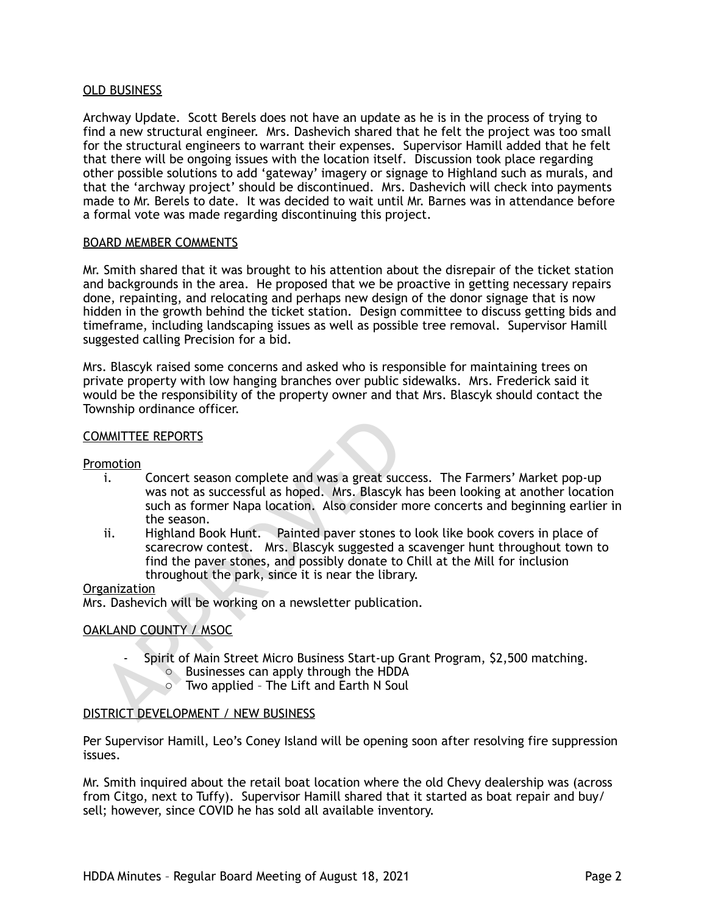## OLD BUSINESS

Archway Update. Scott Berels does not have an update as he is in the process of trying to find a new structural engineer. Mrs. Dashevich shared that he felt the project was too small for the structural engineers to warrant their expenses. Supervisor Hamill added that he felt that there will be ongoing issues with the location itself. Discussion took place regarding other possible solutions to add 'gateway' imagery or signage to Highland such as murals, and that the 'archway project' should be discontinued. Mrs. Dashevich will check into payments made to Mr. Berels to date. It was decided to wait until Mr. Barnes was in attendance before a formal vote was made regarding discontinuing this project.

## BOARD MEMBER COMMENTS

Mr. Smith shared that it was brought to his attention about the disrepair of the ticket station and backgrounds in the area. He proposed that we be proactive in getting necessary repairs done, repainting, and relocating and perhaps new design of the donor signage that is now hidden in the growth behind the ticket station. Design committee to discuss getting bids and timeframe, including landscaping issues as well as possible tree removal. Supervisor Hamill suggested calling Precision for a bid.

Mrs. Blascyk raised some concerns and asked who is responsible for maintaining trees on private property with low hanging branches over public sidewalks. Mrs. Frederick said it would be the responsibility of the property owner and that Mrs. Blascyk should contact the Township ordinance officer.

## COMMITTEE REPORTS

Promotion

i. Concert season complete and was a great success. The Farmers' Market pop-up was not as successful as hoped. Mrs. Blascyk has been looking at another location such as former Napa location. Also consider more concerts and beginning earlier in the season.

ii. Highland Book Hunt. Painted paver stones to look like book covers in place of scarecrow contest. Mrs. Blascyk suggested a scavenger hunt throughout town to find the paver stones, and possibly donate to Chill at the Mill for inclusion throughout the park, since it is near the library.

Organization

Mrs. Dashevich will be working on a newsletter publication.

## OAKLAND COUNTY / MSOC

- Spirit of Main Street Micro Business Start-up Grant Program, $2,500 matching.
  - Businesses can apply through the HDDA
  - Two applied – The Lift and Earth N Soul

## DISTRICT DEVELOPMENT / NEW BUSINESS

Per Supervisor Hamill, Leo's Coney Island will be opening soon after resolving fire suppression issues.

Mr. Smith inquired about the retail boat location where the old Chevy dealership was (across from Citgo, next to Tuffy). Supervisor Hamill shared that it started as boat repair and buy/sell; however, since COVID he has sold all available inventory.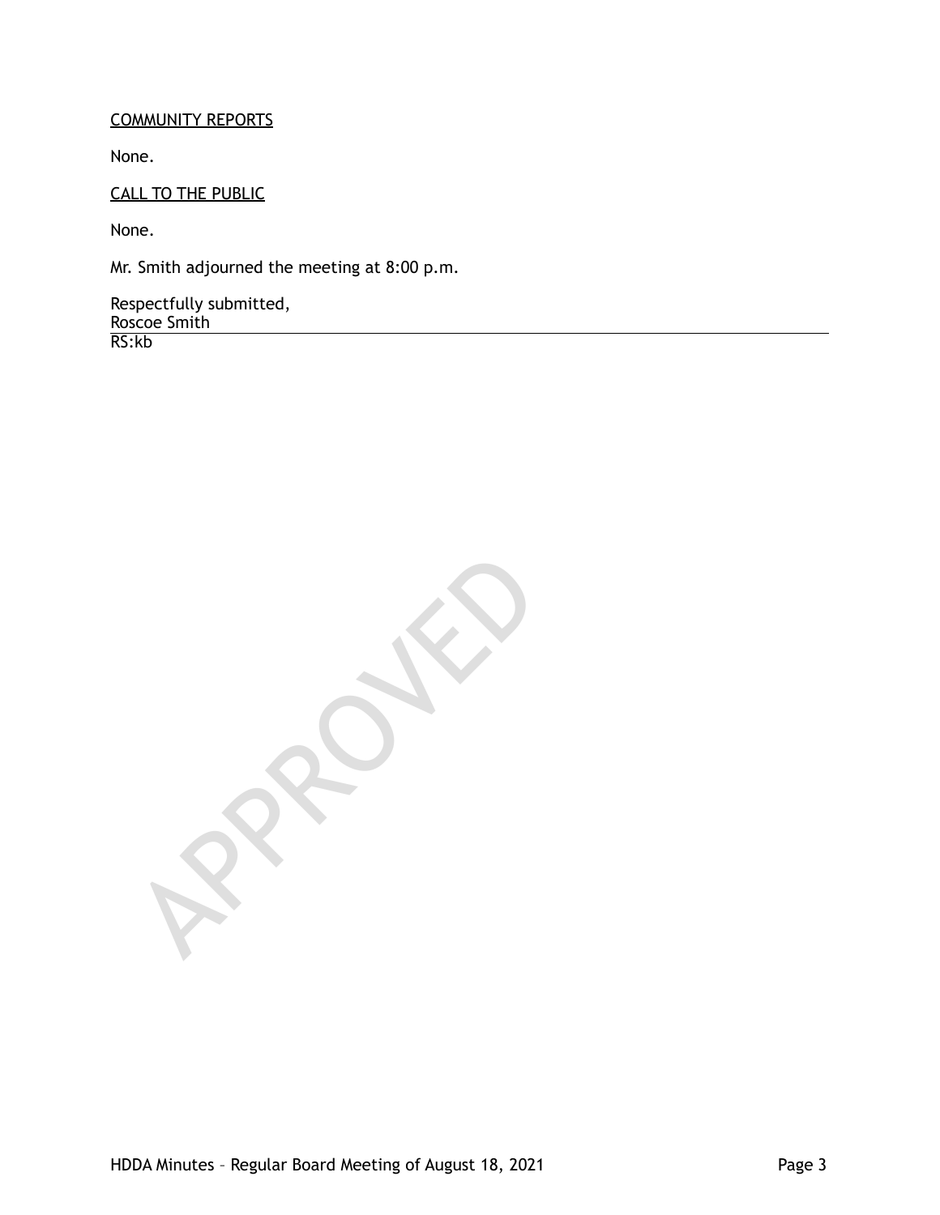COMMUNITY REPORTS

None.

CALL TO THE PUBLIC

None.

Mr. Smith adjourned the meeting at 8:00 p.m.

Respectfully submitted,
Roscoe Smith

RS:kb

APPROVED